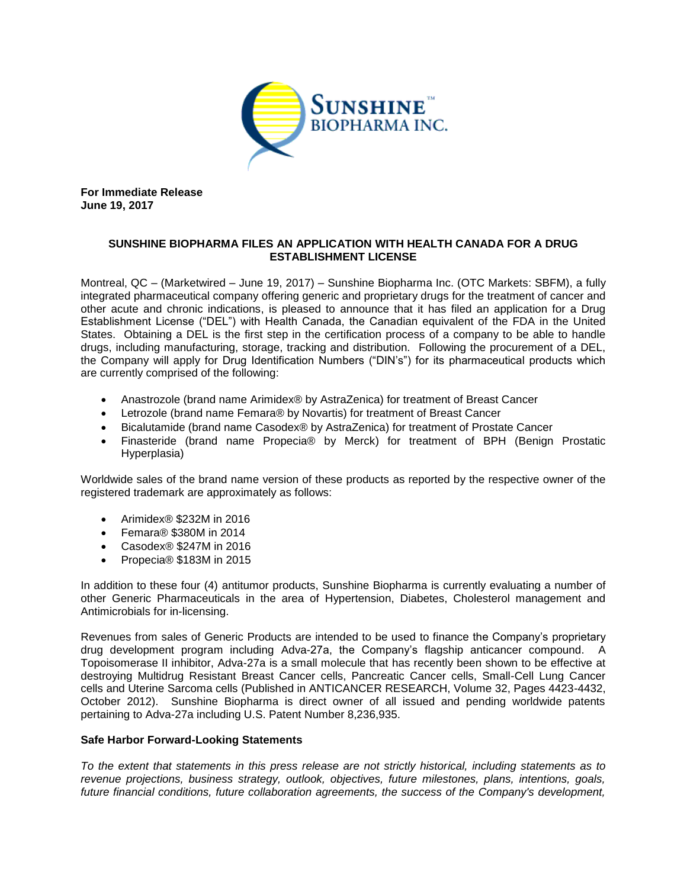**For Immediate Release**
**June 19, 2017**

## SUNSHINE BIOPHARMA FILES AN APPLICATION WITH HEALTH CANADA FOR A DRUG ESTABLISHMENT LICENSE

Montreal, QC – (Marketwired – June 19, 2017) – Sunshine Biopharma Inc. (OTC Markets: SBFM), a fully integrated pharmaceutical company offering generic and proprietary drugs for the treatment of cancer and other acute and chronic indications, is pleased to announce that it has filed an application for a Drug Establishment License ("DEL") with Health Canada, the Canadian equivalent of the FDA in the United States. Obtaining a DEL is the first step in the certification process of a company to be able to handle drugs, including manufacturing, storage, tracking and distribution. Following the procurement of a DEL, the Company will apply for Drug Identification Numbers ("DIN's") for its pharmaceutical products which are currently comprised of the following:

- Anastrozole (brand name Arimidex® by AstraZenica) for treatment of Breast Cancer
- Letrozole (brand name Femara® by Novartis) for treatment of Breast Cancer
- Bicalutamide (brand name Casodex® by AstraZenica) for treatment of Prostate Cancer
- Finasteride (brand name Propecia® by Merck) for treatment of BPH (Benign Prostatic Hyperplasia)

Worldwide sales of the brand name version of these products as reported by the respective owner of the registered trademark are approximately as follows:

- Arimidex® $232M in 2016
- Femara® $380M in 2014
- Casodex® $247M in 2016
- Propecia® $183M in 2015

In addition to these four (4) antitumor products, Sunshine Biopharma is currently evaluating a number of other Generic Pharmaceuticals in the area of Hypertension, Diabetes, Cholesterol management and Antimicrobials for in-licensing.

Revenues from sales of Generic Products are intended to be used to finance the Company's proprietary drug development program including Adva-27a, the Company's flagship anticancer compound. A Topoisomerase II inhibitor, Adva-27a is a small molecule that has recently been shown to be effective at destroying Multidrug Resistant Breast Cancer cells, Pancreatic Cancer cells, Small-Cell Lung Cancer cells and Uterine Sarcoma cells (Published in ANTICANCER RESEARCH, Volume 32, Pages 4423-4432, October 2012). Sunshine Biopharma is direct owner of all issued and pending worldwide patents pertaining to Adva-27a including U.S. Patent Number 8,236,935.

### Safe Harbor Forward-Looking Statements

*To the extent that statements in this press release are not strictly historical, including statements as to revenue projections, business strategy, outlook, objectives, future milestones, plans, intentions, goals, future financial conditions, future collaboration agreements, the success of the Company's development,*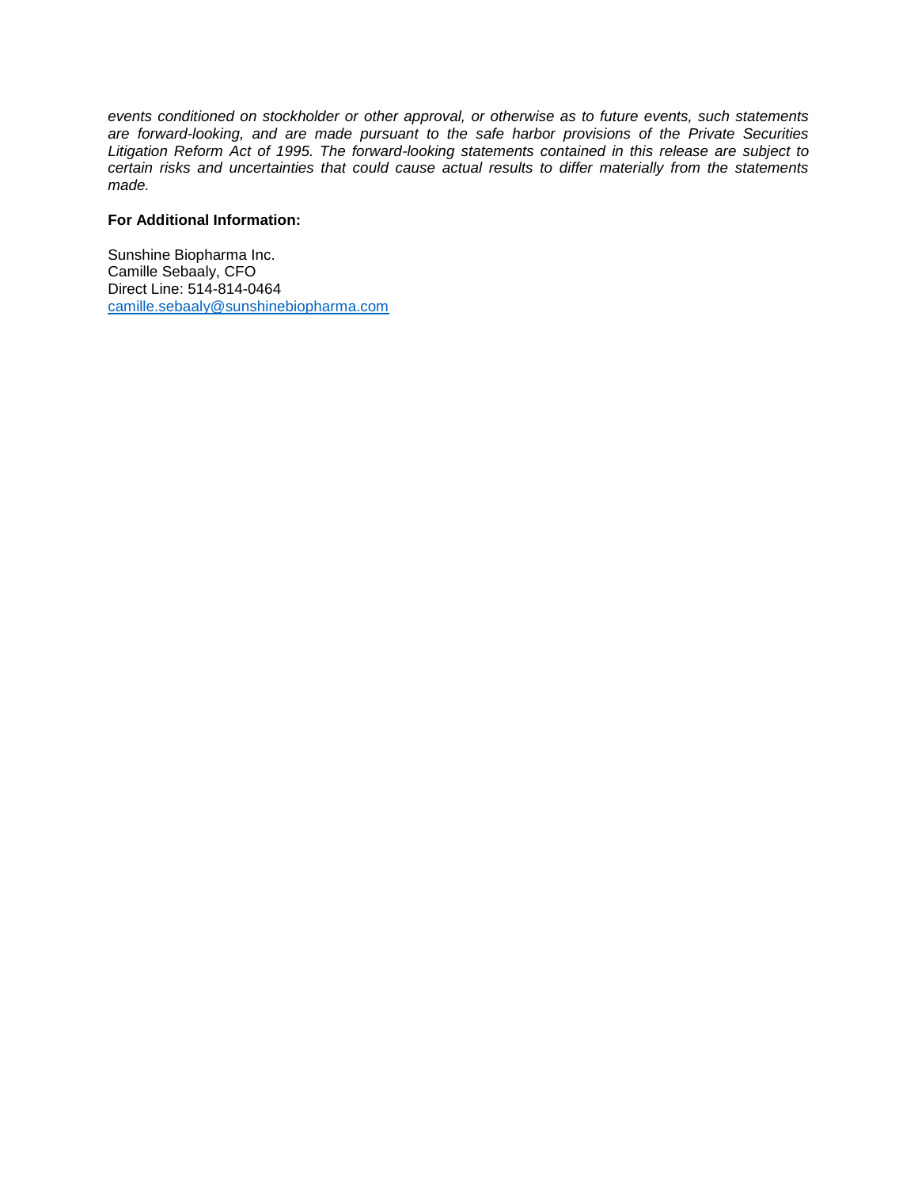*events conditioned on stockholder or other approval, or otherwise as to future events, such statements are forward-looking, and are made pursuant to the safe harbor provisions of the Private Securities Litigation Reform Act of 1995. The forward-looking statements contained in this release are subject to certain risks and uncertainties that could cause actual results to differ materially from the statements made.*

**For Additional Information:**

Sunshine Biopharma Inc.
Camille Sebaaly, CFO
Direct Line: 514-814-0464
camille.sebaaly@sunshinebiopharma.com